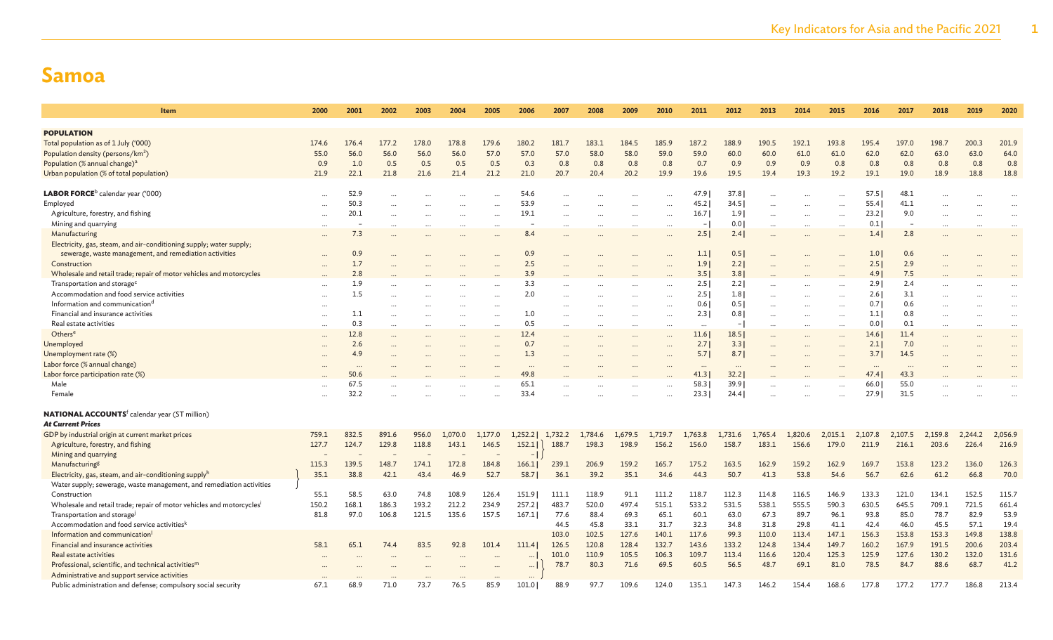# Samoa

| Item | 2000 | 2001 | 2002 | 2003 | 2004 | 2005 | 2006 | 2007 | 2008 | 2009 | 2010 | 2011 | 2012 | 2013 | 2014 | 2015 | 2016 | 2017 | 2018 | 2019 | 2020 |
|---|---|---|---|---|---|---|---|---|---|---|---|---|---|---|---|---|---|---|---|---|---|
| **POPULATION** | | | | | | | | | | | | | | | | | | | | | |
| Total population as of 1 July ('000) | 174.6 | 176.4 | 177.2 | 178.0 | 178.8 | 179.6 | 180.2 | 181.7 | 183.1 | 184.5 | 185.9 | 187.2 | 188.9 | 190.5 | 192.1 | 193.8 | 195.4 | 197.0 | 198.7 | 200.3 | 201.9 |
| Population density (persons/km²) | 55.0 | 56.0 | 56.0 | 56.0 | 56.0 | 57.0 | 57.0 | 57.0 | 58.0 | 58.0 | 59.0 | 59.0 | 60.0 | 60.0 | 61.0 | 61.0 | 62.0 | 62.0 | 63.0 | 63.0 | 64.0 |
| Population (% annual change)[a] | 0.9 | 1.0 | 0.5 | 0.5 | 0.5 | 0.5 | 0.3 | 0.8 | 0.8 | 0.8 | 0.8 | 0.7 | 0.9 | 0.9 | 0.9 | 0.8 | 0.8 | 0.8 | 0.8 | 0.8 | 0.8 |
| Urban population (% of total population) | 21.9 | 22.1 | 21.8 | 21.6 | 21.4 | 21.2 | 21.0 | 20.7 | 20.4 | 20.2 | 19.9 | 19.6 | 19.5 | 19.4 | 19.3 | 19.2 | 19.1 | 19.0 | 18.9 | 18.8 | 18.8 |
| **LABOR FORCE**[b] calendar year ('000) | … | 52.9 | … | … | … | … | 54.6 | … | … | … | … | 47.9 \| | 37.8 \| | … | … | … | 57.5 \| | 48.1 | … | … | … |
| Employed | … | 50.3 | … | … | … | … | 53.9 | … | … | … | … | 45.2 \| | 34.5 \| | … | … | … | 55.4 \| | 41.1 | … | … | … |
| Agriculture, forestry, and fishing | … | 20.1 | … | … | … | … | 19.1 | … | … | … | … | 16.7 \| | 1.9 \| | … | … | … | 23.2 \| | 9.0 | … | … | … |
| Mining and quarrying | … | – | … | … | … | … | – | … | … | … | … | – \| | 0.0 \| | … | … | … | 0.1 \| | – | … | … | … |
| Manufacturing | … | 7.3 | … | … | … | … | 8.4 | … | … | … | … | 2.5 \| | 2.4 \| | … | … | … | 1.4 \| | 2.8 | … | … | … |
| Electricity, gas, steam, and air-conditioning supply; water supply; sewerage, waste management, and remediation activities | … | 0.9 | … | … | … | … | 0.9 | … | … | … | … | 1.1 \| | 0.5 \| | … | … | … | 1.0 \| | 0.6 | … | … | … |
| Construction | … | 1.7 | … | … | … | … | 2.5 | … | … | … | … | 1.9 \| | 2.2 \| | … | … | … | 2.5 \| | 2.9 | … | … | … |
| Wholesale and retail trade; repair of motor vehicles and motorcycles | … | 2.8 | … | … | … | … | 3.9 | … | … | … | … | 3.5 \| | 3.8 \| | … | … | … | 4.9 \| | 7.5 | … | … | … |
| Transportation and storage[c] | … | 1.9 | … | … | … | … | 3.3 | … | … | … | … | 2.5 \| | 2.2 \| | … | … | … | 2.9 \| | 2.4 | … | … | … |
| Accommodation and food service activities | … | 1.5 | … | … | … | … | 2.0 | … | … | … | … | 2.5 \| | 1.8 \| | … | … | … | 2.6 \| | 3.1 | … | … | … |
| Information and communication[d] | … | … | … | … | … | … | … | … | … | … | … | 0.6 \| | 0.5 \| | … | … | … | 0.7 \| | 0.6 | … | … | … |
| Financial and insurance activities | … | 1.1 | … | … | … | … | 1.0 | … | … | … | … | 2.3 \| | 0.8 \| | … | … | … | 1.1 \| | 0.8 | … | … | … |
| Real estate activities | … | 0.3 | … | … | … | … | 0.5 | … | … | … | … | … \| | – \| | … | … | … | 0.0 \| | 0.1 | … | … | … |
| Others[e] | … | 12.8 | … | … | … | … | 12.4 | … | … | … | … | 11.6 \| | 18.5 \| | … | … | … | 14.6 \| | 11.4 | … | … | … |
| Unemployed | … | 2.6 | … | … | … | … | 0.7 | … | … | … | … | 2.7 \| | 3.3 \| | … | … | … | 2.1 \| | 7.0 | … | … | … |
| Unemployment rate (%) | … | 4.9 | … | … | … | … | 1.3 | … | … | … | … | 5.7 \| | 8.7 \| | … | … | … | 3.7 \| | 14.5 | … | … | … |
| Labor force (% annual change) | … | … | … | … | … | … | … | … | … | … | … | … | … | … | … | … | … | … | … | … | … |
| Labor force participation rate (%) | … | 50.6 | … | … | … | … | 49.8 | … | … | … | … | 41.3 \| | 32.2 \| | … | … | … | 47.4 \| | 43.3 | … | … | … |
| Male | … | 67.5 | … | … | … | … | 65.1 | … | … | … | … | 58.3 \| | 39.9 \| | … | … | … | 66.0 \| | 55.0 | … | … | … |
| Female | … | 32.2 | … | … | … | … | 33.4 | … | … | … | … | 23.3 \| | 24.4 \| | … | … | … | 27.9 \| | 31.5 | … | … | … |
| **NATIONAL ACCOUNTS**[f] calendar year (ST million) | | | | | | | | | | | | | | | | | | | | | |
| ***At Current Prices*** | | | | | | | | | | | | | | | | | | | | | |
| GDP by industrial origin at current market prices | 759.1 | 832.5 | 891.6 | 956.0 | 1,070.0 | 1,177.0 | 1,252.2 \| | 1,732.2 | 1,784.6 | 1,679.5 | 1,719.7 | 1,763.8 | 1,731.6 | 1,765.4 | 1,820.6 | 2,015.1 | 2,107.8 | 2,107.5 | 2,159.8 | 2,244.2 | 2,056.9 |
| Agriculture, forestry, and fishing | 127.7 | 124.7 | 129.8 | 118.8 | 143.1 | 146.5 | 152.1 \| | 188.7 | 198.3 | 198.9 | 156.2 | 156.0 | 158.7 | 183.1 | 156.6 | 179.0 | 211.9 | 216.1 | 203.6 | 226.4 | 216.9 |
| Mining and quarrying | – | – | – | – | – | – | – \| | | | | | | | | | | | | | | |
| Manufacturing[g] | 115.3 | 139.5 | 148.7 | 174.1 | 172.8 | 184.8 | 166.1 \| | 239.1 | 206.9 | 159.2 | 165.7 | 175.2 | 163.5 | 162.9 | 159.2 | 162.9 | 169.7 | 153.8 | 123.2 | 136.0 | 126.3 |
| Electricity, gas, steam, and air-conditioning supply[h] | 35.1 | 38.8 | 42.1 | 43.4 | 46.9 | 52.7 | 58.7 \| | 36.1 | 39.2 | 35.1 | 34.6 | 44.3 | 50.7 | 41.3 | 53.8 | 54.6 | 56.7 | 62.6 | 61.2 | 66.8 | 70.0 |
| Water supply; sewerage, waste management, and remediation activities | | | | | | | | | | | | | | | | | | | | | |
| Construction | 55.1 | 58.5 | 63.0 | 74.8 | 108.9 | 126.4 | 151.9 \| | 111.1 | 118.9 | 91.1 | 111.2 | 118.7 | 112.3 | 114.8 | 116.5 | 146.9 | 133.3 | 121.0 | 134.1 | 152.5 | 115.7 |
| Wholesale and retail trade; repair of motor vehicles and motorcycles[i] | 150.2 | 168.1 | 186.3 | 193.2 | 212.2 | 234.9 | 257.2 \| | 483.7 | 520.0 | 497.4 | 515.1 | 533.2 | 531.5 | 538.1 | 555.5 | 590.3 | 630.5 | 645.5 | 709.1 | 721.5 | 661.4 |
| Transportation and storage[j] | 81.8 | 97.0 | 106.8 | 121.5 | 135.6 | 157.5 | 167.1 \| | 77.6 | 88.4 | 69.3 | 65.1 | 60.1 | 63.0 | 67.3 | 89.7 | 96.1 | 93.8 | 85.0 | 78.7 | 82.9 | 53.9 |
| Accommodation and food service activities[k] | | | | | | | | 44.5 | 45.8 | 33.1 | 31.7 | 32.3 | 34.8 | 31.8 | 29.8 | 41.1 | 42.4 | 46.0 | 45.5 | 57.1 | 19.4 |
| Information and communication[l] | | | | | | | | 103.0 | 102.5 | 127.6 | 140.1 | 117.6 | 99.3 | 110.0 | 113.4 | 147.1 | 156.3 | 153.8 | 153.3 | 149.8 | 138.8 |
| Financial and insurance activities | 58.1 | 65.1 | 74.4 | 83.5 | 92.8 | 101.4 | 111.4 \| | 126.5 | 120.8 | 128.4 | 132.7 | 143.6 | 133.2 | 124.8 | 134.4 | 149.7 | 160.2 | 167.9 | 191.5 | 200.6 | 203.4 |
| Real estate activities | … | … | … | … | … | … | … \| | 101.0 | 110.9 | 105.5 | 106.3 | 109.7 | 113.4 | 116.6 | 120.4 | 125.3 | 125.9 | 127.6 | 130.2 | 132.0 | 131.6 |
| Professional, scientific, and technical activities[m] | … | … | … | … | … | … | … \| | 78.7 | 80.3 | 71.6 | 69.5 | 60.5 | 56.5 | 48.7 | 69.1 | 81.0 | 78.5 | 84.7 | 88.6 | 68.7 | 41.2 |
| Administrative and support service activities | … | … | … | … | … | … | … | | | | | | | | | | | | | | |
| Public administration and defense; compulsory social security | 67.1 | 68.9 | 71.0 | 73.7 | 76.5 | 85.9 | 101.0 \| | 88.9 | 97.7 | 109.6 | 124.0 | 135.1 | 147.3 | 146.2 | 154.4 | 168.6 | 177.8 | 177.2 | 177.7 | 186.8 | 213.4 |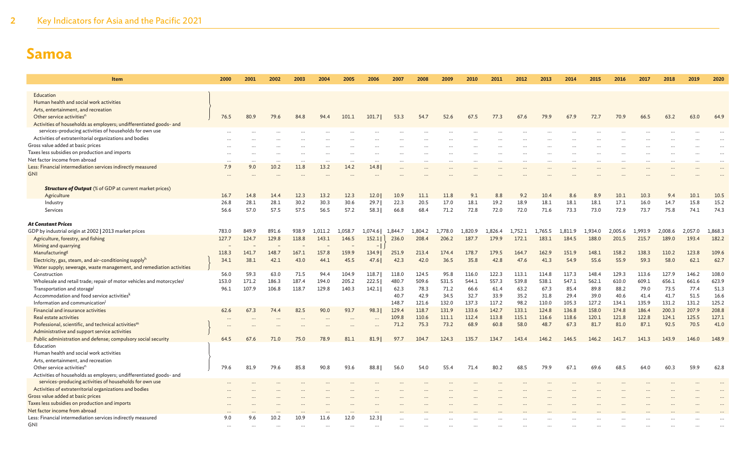# Samoa

| Item | 2000 | 2001 | 2002 | 2003 | 2004 | 2005 | 2006 | 2007 | 2008 | 2009 | 2010 | 2011 | 2012 | 2013 | 2014 | 2015 | 2016 | 2017 | 2018 | 2019 | 2020 |
|---|---|---|---|---|---|---|---|---|---|---|---|---|---|---|---|---|---|---|---|---|---|
| Education; Human health and social work activities; Arts, entertainment, and recreation; Other service activities[n] | 76.5 | 80.9 | 79.6 | 84.8 | 94.4 | 101.1 | 101.7 | 53.3 | 54.7 | 52.6 | 67.5 | 77.3 | 67.6 | 79.9 | 67.9 | 72.7 | 70.9 | 66.5 | 63.2 | 63.0 | 64.9 |
| Activities of households as employers; undifferentiated goods- and services-producing activities of households for own use | … | … | … | … | … | … | … | … | … | … | … | … | … | … | … | … | … | … | … | … | … |
| Activities of extraterritorial organizations and bodies | … | … | … | … | … | … | … | … | … | … | … | … | … | … | … | … | … | … | … | … | … |
| Gross value added at basic prices | … | … | … | … | … | … | … | … | … | … | … | … | … | … | … | … | … | … | … | … | … |
| Taxes less subsidies on production and imports | … | … | … | … | … | … | … | … | … | … | … | … | … | … | … | … | … | … | … | … | … |
| Net factor income from abroad | … | … | … | … | … | … | … | … | … | … | … | … | … | … | … | … | … | … | … | … | … |
| Less: Financial intermediation services indirectly measured | 7.9 | 9.0 | 10.2 | 11.8 | 13.2 | 14.2 | 14.8 | … | … | … | … | … | … | … | … | … | … | … | … | … | … |
| GNI | … | … | … | … | … | … | … | … | … | … | … | … | … | … | … | … | … | … | … | … | … |
| ***Structure of Output*** (% of GDP at current market prices) | | | | | | | | | | | | | | | | | | | | | |
| Agriculture | 16.7 | 14.8 | 14.4 | 12.3 | 13.2 | 12.3 | 12.0 | 10.9 | 11.1 | 11.8 | 9.1 | 8.8 | 9.2 | 10.4 | 8.6 | 8.9 | 10.1 | 10.3 | 9.4 | 10.1 | 10.5 |
| Industry | 26.8 | 28.1 | 28.1 | 30.2 | 30.3 | 30.6 | 29.7 | 22.3 | 20.5 | 17.0 | 18.1 | 19.2 | 18.9 | 18.1 | 18.1 | 18.1 | 17.1 | 16.0 | 14.7 | 15.8 | 15.2 |
| Services | 56.6 | 57.0 | 57.5 | 57.5 | 56.5 | 57.2 | 58.3 | 66.8 | 68.4 | 71.2 | 72.8 | 72.0 | 72.0 | 71.6 | 73.3 | 73.0 | 72.9 | 73.7 | 75.8 | 74.1 | 74.3 |
| ***At Constant Prices*** | | | | | | | | | | | | | | | | | | | | | |
| GDP by industrial origin at 2002 \| 2013 market prices | 783.0 | 849.9 | 891.6 | 938.9 | 1,011.2 | 1,058.7 | 1,074.6 | 1,844.7 | 1,804.2 | 1,778.0 | 1,820.9 | 1,826.4 | 1,752.1 | 1,765.5 | 1,811.9 | 1,934.0 | 2,005.6 | 1,993.9 | 2,008.6 | 2,057.0 | 1,868.3 |
| Agriculture, forestry, and fishing | 127.7 | 124.7 | 129.8 | 118.8 | 143.1 | 146.5 | 152.1 | 236.0 | 208.4 | 206.2 | 187.7 | 179.9 | 172.1 | 183.1 | 184.5 | 188.0 | 201.5 | 215.7 | 189.0 | 193.4 | 182.2 |
| Mining and quarrying | – | – | – | – | – | – | – | | | | | | | | | | | | | | |
| Manufacturing[g] | 118.3 | 141.7 | 148.7 | 167.1 | 157.8 | 159.9 | 134.9 | 251.9 | 213.4 | 174.4 | 178.7 | 179.5 | 164.7 | 162.9 | 151.9 | 148.1 | 158.2 | 138.3 | 110.2 | 123.8 | 109.6 |
| Electricity, gas, steam, and air-conditioning supply[h]; Water supply; sewerage, waste management, and remediation activities | 34.1 | 38.1 | 42.1 | 43.0 | 44.1 | 45.5 | 47.6 | 42.3 | 42.0 | 36.5 | 35.8 | 42.8 | 47.6 | 41.3 | 54.9 | 55.6 | 55.9 | 59.3 | 58.0 | 62.1 | 62.7 |
| Construction | 56.0 | 59.3 | 63.0 | 71.5 | 94.4 | 104.9 | 118.7 | 118.0 | 124.5 | 95.8 | 116.0 | 122.3 | 113.1 | 114.8 | 117.3 | 148.4 | 129.3 | 113.6 | 127.9 | 146.2 | 108.0 |
| Wholesale and retail trade; repair of motor vehicles and motorcycles[i] | 153.0 | 171.2 | 186.3 | 187.4 | 194.0 | 205.2 | 222.5 | 480.7 | 509.6 | 531.5 | 544.1 | 557.3 | 539.8 | 538.1 | 547.1 | 562.1 | 610.0 | 609.1 | 656.1 | 661.6 | 623.9 |
| Transportation and storage[j] | 96.1 | 107.9 | 106.8 | 118.7 | 129.8 | 140.3 | 142.1 | 62.3 | 78.3 | 71.2 | 66.6 | 61.4 | 63.2 | 67.3 | 85.4 | 89.8 | 88.2 | 79.0 | 73.5 | 77.4 | 51.3 |
| Accommodation and food service activities[k] | | | | | | | | 40.7 | 42.9 | 34.5 | 32.7 | 33.9 | 35.2 | 31.8 | 29.4 | 39.0 | 40.6 | 41.4 | 41.7 | 51.5 | 16.6 |
| Information and communication[l] | | | | | | | | 148.7 | 121.6 | 132.0 | 137.3 | 117.2 | 98.2 | 110.0 | 105.3 | 127.2 | 134.1 | 135.9 | 131.2 | 131.2 | 125.2 |
| Financial and insurance activities | 62.6 | 67.3 | 74.4 | 82.5 | 90.0 | 93.7 | 98.3 | 129.4 | 118.7 | 131.9 | 133.6 | 142.7 | 133.1 | 124.8 | 136.8 | 158.0 | 174.8 | 186.4 | 200.3 | 207.9 | 208.8 |
| Real estate activities | … | … | … | … | … | … | … | 109.8 | 110.6 | 111.1 | 112.4 | 113.8 | 115.1 | 116.6 | 118.6 | 120.1 | 121.8 | 122.8 | 124.1 | 125.5 | 127.1 |
| Professional, scientific, and technical activities[m]; Administrative and support service activities | … | … | … | … | … | … | … | 71.2 | 75.3 | 73.2 | 68.9 | 60.8 | 58.0 | 48.7 | 67.3 | 81.7 | 81.0 | 87.1 | 92.5 | 70.5 | 41.0 |
| Public administration and defense; compulsory social security | 64.5 | 67.6 | 71.0 | 75.0 | 78.9 | 81.1 | 81.9 | 97.7 | 104.7 | 124.3 | 135.7 | 134.7 | 143.4 | 146.2 | 146.5 | 146.2 | 141.7 | 141.3 | 143.9 | 146.0 | 148.9 |
| Education; Human health and social work activities; Arts, entertainment, and recreation; Other service activities[n] | 79.6 | 81.9 | 79.6 | 85.8 | 90.8 | 93.6 | 88.8 | 56.0 | 54.0 | 55.4 | 71.4 | 80.2 | 68.5 | 79.9 | 67.1 | 69.6 | 68.5 | 64.0 | 60.3 | 59.9 | 62.8 |
| Activities of households as employers; undifferentiated goods- and services-producing activities of households for own use | … | … | … | … | … | … | … | … | … | … | … | … | … | … | … | … | … | … | … | … | … |
| Activities of extraterritorial organizations and bodies | … | … | … | … | … | … | … | … | … | … | … | … | … | … | … | … | … | … | … | … | … |
| Gross value added at basic prices | … | … | … | … | … | … | … | … | … | … | … | … | … | … | … | … | … | … | … | … | … |
| Taxes less subsidies on production and imports | … | … | … | … | … | … | … | … | … | … | … | … | … | … | … | … | … | … | … | … | … |
| Net factor income from abroad | … | … | … | … | … | … | … | … | … | … | … | … | … | … | … | … | … | … | … | … | … |
| Less: Financial intermediation services indirectly measured | 9.0 | 9.6 | 10.2 | 10.9 | 11.6 | 12.0 | 12.3 | … | … | … | … | … | … | … | … | … | … | … | … | … | … |
| GNI | … | … | … | … | … | … | … | … | … | … | … | … | … | … | … | … | … | … | … | … | … |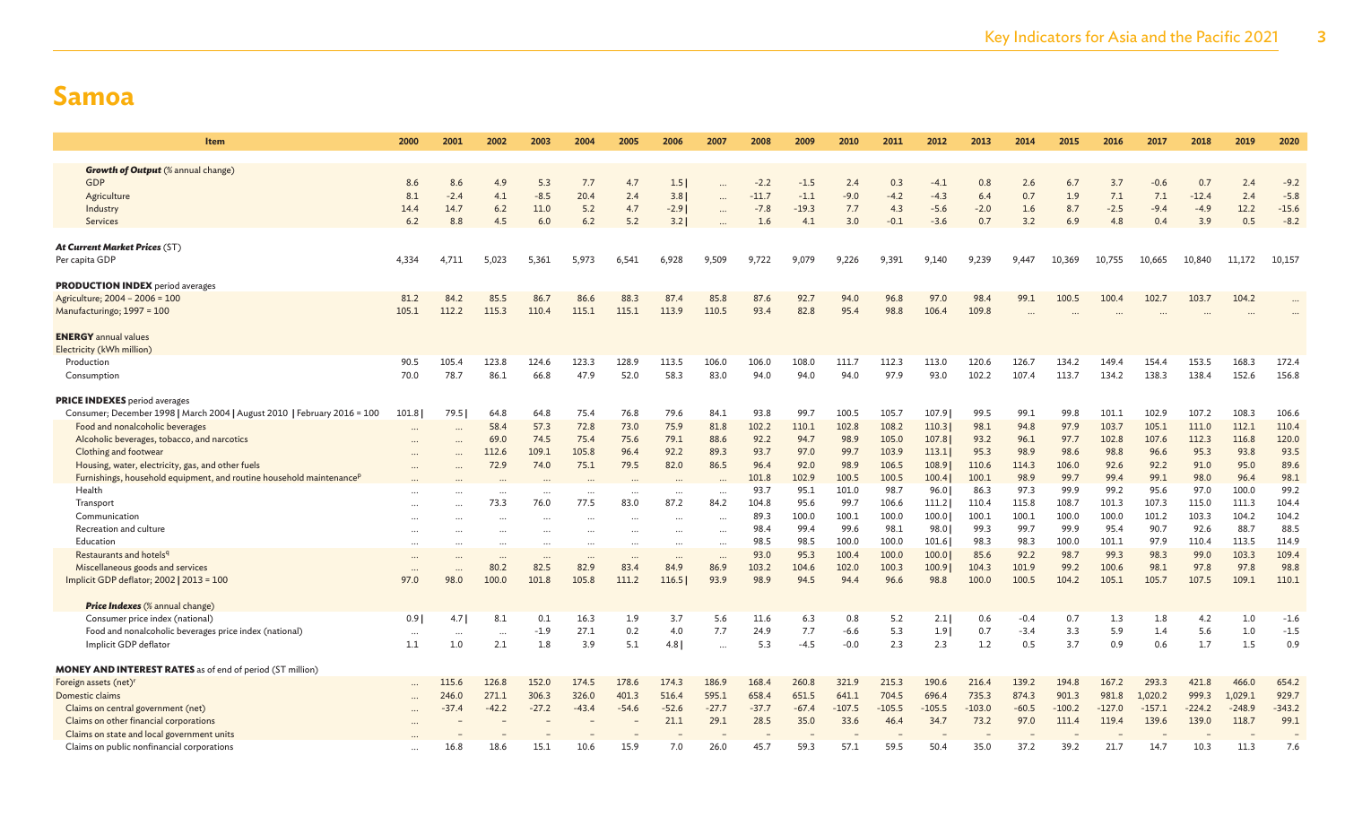# Samoa

| Item | 2000 | 2001 | 2002 | 2003 | 2004 | 2005 | 2006 | 2007 | 2008 | 2009 | 2010 | 2011 | 2012 | 2013 | 2014 | 2015 | 2016 | 2017 | 2018 | 2019 | 2020 |
|---|---|---|---|---|---|---|---|---|---|---|---|---|---|---|---|---|---|---|---|---|---|
| ***Growth of Output*** (% annual change) | | | | | | | | | | | | | | | | | | | | | |
| GDP | 8.6 | 8.6 | 4.9 | 5.3 | 7.7 | 4.7 | 1.5 \| | … | -2.2 | -1.5 | 2.4 | 0.3 | -4.1 | 0.8 | 2.6 | 6.7 | 3.7 | -0.6 | 0.7 | 2.4 | -9.2 |
| Agriculture | 8.1 | -2.4 | 4.1 | -8.5 | 20.4 | 2.4 | 3.8 \| | … | -11.7 | -1.1 | -9.0 | -4.2 | -4.3 | 6.4 | 0.7 | 1.9 | 7.1 | 7.1 | -12.4 | 2.4 | -5.8 |
| Industry | 14.4 | 14.7 | 6.2 | 11.0 | 5.2 | 4.7 | -2.9 \| | … | -7.8 | -19.3 | 7.7 | 4.3 | -5.6 | -2.0 | 1.6 | 8.7 | -2.5 | -9.4 | -4.9 | 12.2 | -15.6 |
| Services | 6.2 | 8.8 | 4.5 | 6.0 | 6.2 | 5.2 | 3.2 \| | … | 1.6 | 4.1 | 3.0 | -0.1 | -3.6 | 0.7 | 3.2 | 6.9 | 4.8 | 0.4 | 3.9 | 0.5 | -8.2 |
| ***At Current Market Prices*** (ST) | | | | | | | | | | | | | | | | | | | | | |
| Per capita GDP | 4,334 | 4,711 | 5,023 | 5,361 | 5,973 | 6,541 | 6,928 | 9,509 | 9,722 | 9,079 | 9,226 | 9,391 | 9,140 | 9,239 | 9,447 | 10,369 | 10,755 | 10,665 | 10,840 | 11,172 | 10,157 |
| **PRODUCTION INDEX** period averages | | | | | | | | | | | | | | | | | | | | | |
| Agriculture; 2004 – 2006 = 100 | 81.2 | 84.2 | 85.5 | 86.7 | 86.6 | 88.3 | 87.4 | 85.8 | 87.6 | 92.7 | 94.0 | 96.8 | 97.0 | 98.4 | 99.1 | 100.5 | 100.4 | 102.7 | 103.7 | 104.2 | … |
| Manufacturingo; 1997 = 100 | 105.1 | 112.2 | 115.3 | 110.4 | 115.1 | 115.1 | 113.9 | 110.5 | 93.4 | 82.8 | 95.4 | 98.8 | 106.4 | 109.8 | … | … | … | … | … | … | … |
| **ENERGY** annual values | | | | | | | | | | | | | | | | | | | | | |
| Electricity (kWh million) | | | | | | | | | | | | | | | | | | | | | |
| Production | 90.5 | 105.4 | 123.8 | 124.6 | 123.3 | 128.9 | 113.5 | 106.0 | 106.0 | 108.0 | 111.7 | 112.3 | 113.0 | 120.6 | 126.7 | 134.2 | 149.4 | 154.4 | 153.5 | 168.3 | 172.4 |
| Consumption | 70.0 | 78.7 | 86.1 | 66.8 | 47.9 | 52.0 | 58.3 | 83.0 | 94.0 | 94.0 | 94.0 | 97.9 | 93.0 | 102.2 | 107.4 | 113.7 | 134.2 | 138.3 | 138.4 | 152.6 | 156.8 |
| **PRICE INDEXES** period averages | | | | | | | | | | | | | | | | | | | | | |
| Consumer; December 1998 \| March 2004 \| August 2010 \| February 2016 = 100 | 101.8 \| | 79.5 \| | 64.8 | 64.8 | 75.4 | 76.8 | 79.6 | 84.1 | 93.8 | 99.7 | 100.5 | 105.7 | 107.9 \| | 99.5 | 99.1 | 99.8 | 101.1 | 102.9 | 107.2 | 108.3 | 106.6 |
| Food and nonalcoholic beverages | … | … | 58.4 | 57.3 | 72.8 | 73.0 | 75.9 | 81.8 | 102.2 | 110.1 | 102.8 | 108.2 | 110.3 \| | 98.1 | 94.8 | 97.9 | 103.7 | 105.1 | 111.0 | 112.1 | 110.4 |
| Alcoholic beverages, tobacco, and narcotics | … | … | 69.0 | 74.5 | 75.4 | 75.6 | 79.1 | 88.6 | 92.2 | 94.7 | 98.9 | 105.0 | 107.8 \| | 93.2 | 96.1 | 97.7 | 102.8 | 107.6 | 112.3 | 116.8 | 120.0 |
| Clothing and footwear | … | … | 112.6 | 109.1 | 105.8 | 96.4 | 92.2 | 89.3 | 93.7 | 97.0 | 99.7 | 103.9 | 113.1 \| | 95.3 | 98.9 | 98.6 | 98.8 | 96.6 | 95.3 | 93.8 | 93.5 |
| Housing, water, electricity, gas, and other fuels | … | … | 72.9 | 74.0 | 75.1 | 79.5 | 82.0 | 86.5 | 96.4 | 92.0 | 98.9 | 106.5 | 108.9 \| | 110.6 | 114.3 | 106.0 | 92.6 | 92.2 | 91.0 | 95.0 | 89.6 |
| Furnishings, household equipment, and routine household maintenance[p] | … | … | … | … | … | … | … | … | 101.8 | 102.9 | 100.5 | 100.5 | 100.4 \| | 100.1 | 98.9 | 99.7 | 99.4 | 99.1 | 98.0 | 96.4 | 98.1 |
| Health | … | … | … | … | … | … | … | … | 93.7 | 95.1 | 101.0 | 98.7 | 96.0 \| | 86.3 | 97.3 | 99.9 | 99.2 | 95.6 | 97.0 | 100.0 | 99.2 |
| Transport | … | … | 73.3 | 76.0 | 77.5 | 83.0 | 87.2 | 84.2 | 104.8 | 95.6 | 99.7 | 106.6 | 111.2 \| | 110.4 | 115.8 | 108.7 | 101.3 | 107.3 | 115.0 | 111.3 | 104.4 |
| Communication | … | … | … | … | … | … | … | … | 89.3 | 100.0 | 100.1 | 100.0 | 100.0 \| | 100.1 | 100.1 | 100.0 | 100.0 | 101.2 | 103.3 | 104.2 | 104.2 |
| Recreation and culture | … | … | … | … | … | … | … | … | 98.4 | 99.4 | 99.6 | 98.1 | 98.0 \| | 99.3 | 99.7 | 99.9 | 95.4 | 90.7 | 92.6 | 88.7 | 88.5 |
| Education | … | … | … | … | … | … | … | … | 98.5 | 98.5 | 100.0 | 100.0 | 101.6 \| | 98.3 | 98.3 | 100.0 | 101.1 | 97.9 | 110.4 | 113.5 | 114.9 |
| Restaurants and hotels[q] | … | … | … | … | … | … | … | … | 93.0 | 95.3 | 100.4 | 100.0 | 100.0 \| | 85.6 | 92.2 | 98.7 | 99.3 | 98.3 | 99.0 | 103.3 | 109.4 |
| Miscellaneous goods and services | … | … | 80.2 | 82.5 | 82.9 | 83.4 | 84.9 | 86.9 | 103.2 | 104.6 | 102.0 | 100.3 | 100.9 \| | 104.3 | 101.9 | 99.2 | 100.6 | 98.1 | 97.8 | 97.8 | 98.8 |
| Implicit GDP deflator; 2002 \| 2013 = 100 | 97.0 | 98.0 | 100.0 | 101.8 | 105.8 | 111.2 | 116.5 \| | 93.9 | 98.9 | 94.5 | 94.4 | 96.6 | 98.8 | 100.0 | 100.5 | 104.2 | 105.1 | 105.7 | 107.5 | 109.1 | 110.1 |
| ***Price Indexes*** (% annual change) | | | | | | | | | | | | | | | | | | | | | |
| Consumer price index (national) | 0.9 \| | 4.7 \| | 8.1 | 0.1 | 16.3 | 1.9 | 3.7 | 5.6 | 11.6 | 6.3 | 0.8 | 5.2 | 2.1 \| | 0.6 | -0.4 | 0.7 | 1.3 | 1.8 | 4.2 | 1.0 | -1.6 |
| Food and nonalcoholic beverages price index (national) | … | … | … | -1.9 | 27.1 | 0.2 | 4.0 | 7.7 | 24.9 | 7.7 | -6.6 | 5.3 | 1.9 \| | 0.7 | -3.4 | 3.3 | 5.9 | 1.4 | 5.6 | 1.0 | -1.5 |
| Implicit GDP deflator | 1.1 | 1.0 | 2.1 | 1.8 | 3.9 | 5.1 | 4.8 \| | … | 5.3 | -4.5 | -0.0 | 2.3 | 2.3 | 1.2 | 0.5 | 3.7 | 0.9 | 0.6 | 1.7 | 1.5 | 0.9 |
| **MONEY AND INTEREST RATES** as of end of period (ST million) | | | | | | | | | | | | | | | | | | | | | |
| Foreign assets (net)[r] | … | 115.6 | 126.8 | 152.0 | 174.5 | 178.6 | 174.3 | 186.9 | 168.4 | 260.8 | 321.9 | 215.3 | 190.6 | 216.4 | 139.2 | 194.8 | 167.2 | 293.3 | 421.8 | 466.0 | 654.2 |
| Domestic claims | … | 246.0 | 271.1 | 306.3 | 326.0 | 401.3 | 516.4 | 595.1 | 658.4 | 651.5 | 641.1 | 704.5 | 696.4 | 735.3 | 874.3 | 901.3 | 981.8 | 1,020.2 | 999.3 | 1,029.1 | 929.7 |
| Claims on central government (net) | … | -37.4 | -42.2 | -27.2 | -43.4 | -54.6 | -52.6 | -27.7 | -37.7 | -67.4 | -107.5 | -105.5 | -105.5 | -103.0 | -60.5 | -100.2 | -127.0 | -157.1 | -224.2 | -248.9 | -343.2 |
| Claims on other financial corporations | … | – | – | – | – | – | 21.1 | 29.1 | 28.5 | 35.0 | 33.6 | 46.4 | 34.7 | 73.2 | 97.0 | 111.4 | 119.4 | 139.6 | 139.0 | 118.7 | 99.1 |
| Claims on state and local government units | … | – | – | – | – | – | – | – | – | – | – | – | – | – | – | – | – | – | – | – | – |
| Claims on public nonfinancial corporations | … | 16.8 | 18.6 | 15.1 | 10.6 | 15.9 | 7.0 | 26.0 | 45.7 | 59.3 | 57.1 | 59.5 | 50.4 | 35.0 | 37.2 | 39.2 | 21.7 | 14.7 | 10.3 | 11.3 | 7.6 |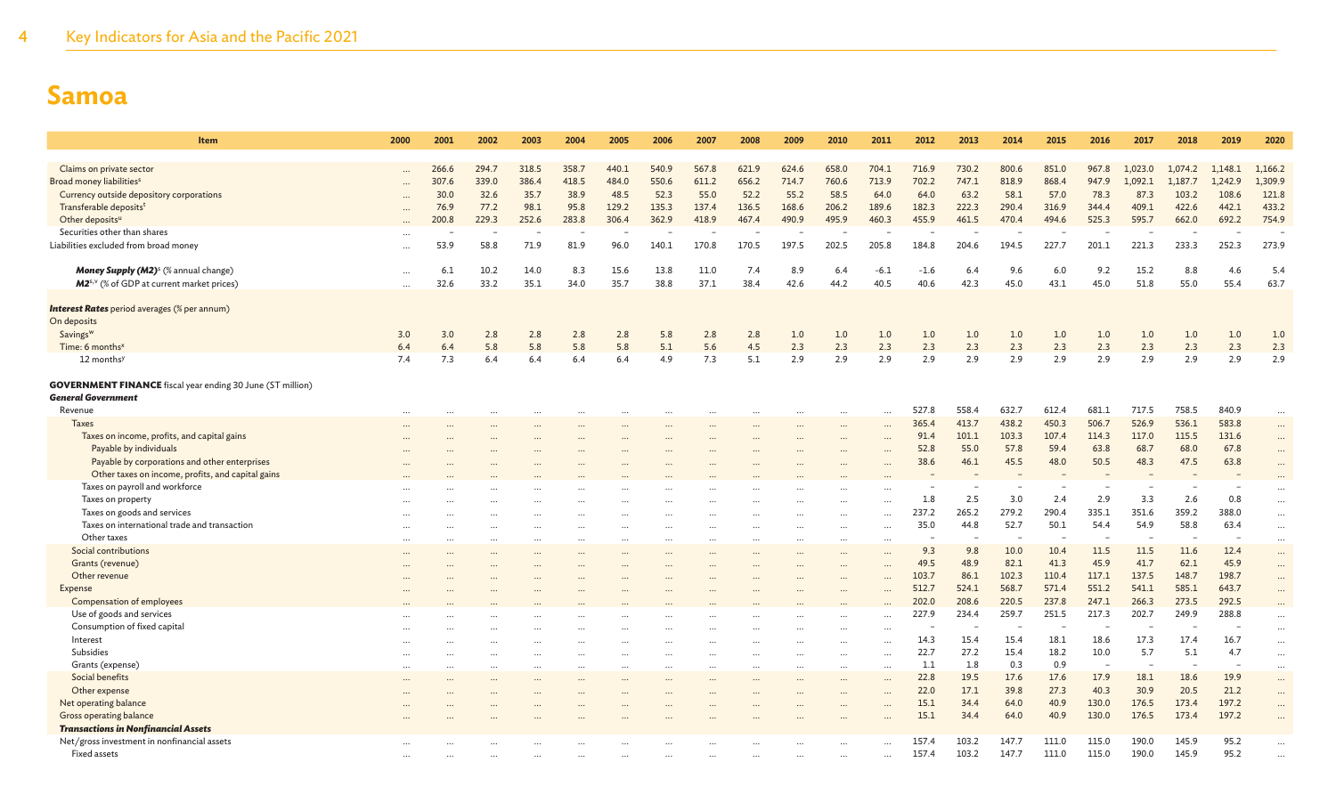# Samoa

| Item | 2000 | 2001 | 2002 | 2003 | 2004 | 2005 | 2006 | 2007 | 2008 | 2009 | 2010 | 2011 | 2012 | 2013 | 2014 | 2015 | 2016 | 2017 | 2018 | 2019 | 2020 |
|---|---|---|---|---|---|---|---|---|---|---|---|---|---|---|---|---|---|---|---|---|---|
| Claims on private sector | … | 266.6 | 294.7 | 318.5 | 358.7 | 440.1 | 540.9 | 567.8 | 621.9 | 624.6 | 658.0 | 704.1 | 716.9 | 730.2 | 800.6 | 851.0 | 967.8 | 1,023.0 | 1,074.2 | 1,148.1 | 1,166.2 |
| Broad money liabilities[s] | … | 307.6 | 339.0 | 386.4 | 418.5 | 484.0 | 550.6 | 611.2 | 656.2 | 714.7 | 760.6 | 713.9 | 702.2 | 747.1 | 818.9 | 868.4 | 947.9 | 1,092.1 | 1,187.7 | 1,242.9 | 1,309.9 |
| Currency outside depository corporations | … | 30.0 | 32.6 | 35.7 | 38.9 | 48.5 | 52.3 | 55.0 | 52.2 | 55.2 | 58.5 | 64.0 | 64.0 | 63.2 | 58.1 | 57.0 | 78.3 | 87.3 | 103.2 | 108.6 | 121.8 |
| Transferable deposits[t] | … | 76.9 | 77.2 | 98.1 | 95.8 | 129.2 | 135.3 | 137.4 | 136.5 | 168.6 | 206.2 | 189.6 | 182.3 | 222.3 | 290.4 | 316.9 | 344.4 | 409.1 | 422.6 | 442.1 | 433.2 |
| Other deposits[u] | … | 200.8 | 229.3 | 252.6 | 283.8 | 306.4 | 362.9 | 418.9 | 467.4 | 490.9 | 495.9 | 460.3 | 455.9 | 461.5 | 470.4 | 494.6 | 525.3 | 595.7 | 662.0 | 692.2 | 754.9 |
| Securities other than shares | … | – | – | – | – | – | – | – | – | – | – | – | – | – | – | – | – | – | – | – | – |
| Liabilities excluded from broad money | … | 53.9 | 58.8 | 71.9 | 81.9 | 96.0 | 140.1 | 170.8 | 170.5 | 197.5 | 202.5 | 205.8 | 184.8 | 204.6 | 194.5 | 227.7 | 201.1 | 221.3 | 233.3 | 252.3 | 273.9 |
| ***Money Supply (M2)***[s] (% annual change) | … | 6.1 | 10.2 | 14.0 | 8.3 | 15.6 | 13.8 | 11.0 | 7.4 | 8.9 | 6.4 | -6.1 | -1.6 | 6.4 | 9.6 | 6.0 | 9.2 | 15.2 | 8.8 | 4.6 | 5.4 |
| ***M2***[s,v] (% of GDP at current market prices) | … | 32.6 | 33.2 | 35.1 | 34.0 | 35.7 | 38.8 | 37.1 | 38.4 | 42.6 | 44.2 | 40.5 | 40.6 | 42.3 | 45.0 | 43.1 | 45.0 | 51.8 | 55.0 | 55.4 | 63.7 |
| ***Interest Rates*** period averages (% per annum) | | | | | | | | | | | | | | | | | | | | | |
| On deposits | | | | | | | | | | | | | | | | | | | | | |
| Savings[w] | 3.0 | 3.0 | 2.8 | 2.8 | 2.8 | 2.8 | 5.8 | 2.8 | 2.8 | 1.0 | 1.0 | 1.0 | 1.0 | 1.0 | 1.0 | 1.0 | 1.0 | 1.0 | 1.0 | 1.0 | 1.0 |
| Time: 6 months[x] | 6.4 | 6.4 | 5.8 | 5.8 | 5.8 | 5.8 | 5.1 | 5.6 | 4.5 | 2.3 | 2.3 | 2.3 | 2.3 | 2.3 | 2.3 | 2.3 | 2.3 | 2.3 | 2.3 | 2.3 | 2.3 |
| 12 months[y] | 7.4 | 7.3 | 6.4 | 6.4 | 6.4 | 6.4 | 4.9 | 7.3 | 5.1 | 2.9 | 2.9 | 2.9 | 2.9 | 2.9 | 2.9 | 2.9 | 2.9 | 2.9 | 2.9 | 2.9 | 2.9 |
| **GOVERNMENT FINANCE** fiscal year ending 30 June (ST million) | | | | | | | | | | | | | | | | | | | | | |
| ***General Government*** | | | | | | | | | | | | | | | | | | | | | |
| Revenue | … | … | … | … | … | … | … | … | … | … | … | … | 527.8 | 558.4 | 632.7 | 612.4 | 681.1 | 717.5 | 758.5 | 840.9 | … |
| Taxes | … | … | … | … | … | … | … | … | … | … | … | … | 365.4 | 413.7 | 438.2 | 450.3 | 506.7 | 526.9 | 536.1 | 583.8 | … |
| Taxes on income, profits, and capital gains | … | … | … | … | … | … | … | … | … | … | … | … | 91.4 | 101.1 | 103.3 | 107.4 | 114.3 | 117.0 | 115.5 | 131.6 | … |
| Payable by individuals | … | … | … | … | … | … | … | … | … | … | … | … | 52.8 | 55.0 | 57.8 | 59.4 | 63.8 | 68.7 | 68.0 | 67.8 | … |
| Payable by corporations and other enterprises | … | … | … | … | … | … | … | … | … | … | … | … | 38.6 | 46.1 | 45.5 | 48.0 | 50.5 | 48.3 | 47.5 | 63.8 | … |
| Other taxes on income, profits, and capital gains | … | … | … | … | … | … | … | … | … | … | … | … | – | – | – | – | – | – | – | – | … |
| Taxes on payroll and workforce | … | … | … | … | … | … | … | … | … | … | … | … | – | – | – | – | – | – | – | – | … |
| Taxes on property | … | … | … | … | … | … | … | … | … | … | … | … | 1.8 | 2.5 | 3.0 | 2.4 | 2.9 | 3.3 | 2.6 | 0.8 | … |
| Taxes on goods and services | … | … | … | … | … | … | … | … | … | … | … | … | 237.2 | 265.2 | 279.2 | 290.4 | 335.1 | 351.6 | 359.2 | 388.0 | … |
| Taxes on international trade and transaction | … | … | … | … | … | … | … | … | … | … | … | … | 35.0 | 44.8 | 52.7 | 50.1 | 54.4 | 54.9 | 58.8 | 63.4 | … |
| Other taxes | … | … | … | … | … | … | … | … | … | … | … | … | – | – | – | – | – | – | – | – | … |
| Social contributions | … | … | … | … | … | … | … | … | … | … | … | … | 9.3 | 9.8 | 10.0 | 10.4 | 11.5 | 11.5 | 11.6 | 12.4 | … |
| Grants (revenue) | … | … | … | … | … | … | … | … | … | … | … | … | 49.5 | 48.9 | 82.1 | 41.3 | 45.9 | 41.7 | 62.1 | 45.9 | … |
| Other revenue | … | … | … | … | … | … | … | … | … | … | … | … | 103.7 | 86.1 | 102.3 | 110.4 | 117.1 | 137.5 | 148.7 | 198.7 | … |
| Expense | … | … | … | … | … | … | … | … | … | … | … | … | 512.7 | 524.1 | 568.7 | 571.4 | 551.2 | 541.1 | 585.1 | 643.7 | … |
| Compensation of employees | … | … | … | … | … | … | … | … | … | … | … | … | 202.0 | 208.6 | 220.5 | 237.8 | 247.1 | 266.3 | 273.5 | 292.5 | … |
| Use of goods and services | … | … | … | … | … | … | … | … | … | … | … | … | 227.9 | 234.4 | 259.7 | 251.5 | 217.3 | 202.7 | 249.9 | 288.8 | … |
| Consumption of fixed capital | … | … | … | … | … | … | … | … | … | … | … | … | – | – | – | – | – | – | – | – | … |
| Interest | … | … | … | … | … | … | … | … | … | … | … | … | 14.3 | 15.4 | 15.4 | 18.1 | 18.6 | 17.3 | 17.4 | 16.7 | … |
| Subsidies | … | … | … | … | … | … | … | … | … | … | … | … | 22.7 | 27.2 | 15.4 | 18.2 | 10.0 | 5.7 | 5.1 | 4.7 | … |
| Grants (expense) | … | … | … | … | … | … | … | … | … | … | … | … | 1.1 | 1.8 | 0.3 | 0.9 | – | – | – | – | … |
| Social benefits | … | … | … | … | … | … | … | … | … | … | … | … | 22.8 | 19.5 | 17.6 | 17.6 | 17.9 | 18.1 | 18.6 | 19.9 | … |
| Other expense | … | … | … | … | … | … | … | … | … | … | … | … | 22.0 | 17.1 | 39.8 | 27.3 | 40.3 | 30.9 | 20.5 | 21.2 | … |
| Net operating balance | … | … | … | … | … | … | … | … | … | … | … | … | 15.1 | 34.4 | 64.0 | 40.9 | 130.0 | 176.5 | 173.4 | 197.2 | … |
| Gross operating balance | … | … | … | … | … | … | … | … | … | … | … | … | 15.1 | 34.4 | 64.0 | 40.9 | 130.0 | 176.5 | 173.4 | 197.2 | … |
| ***Transactions in Nonfinancial Assets*** | | | | | | | | | | | | | | | | | | | | | |
| Net/gross investment in nonfinancial assets | … | … | … | … | … | … | … | … | … | … | … | … | 157.4 | 103.2 | 147.7 | 111.0 | 115.0 | 190.0 | 145.9 | 95.2 | … |
| Fixed assets | … | … | … | … | … | … | … | … | … | … | … | … | 157.4 | 103.2 | 147.7 | 111.0 | 115.0 | 190.0 | 145.9 | 95.2 | … |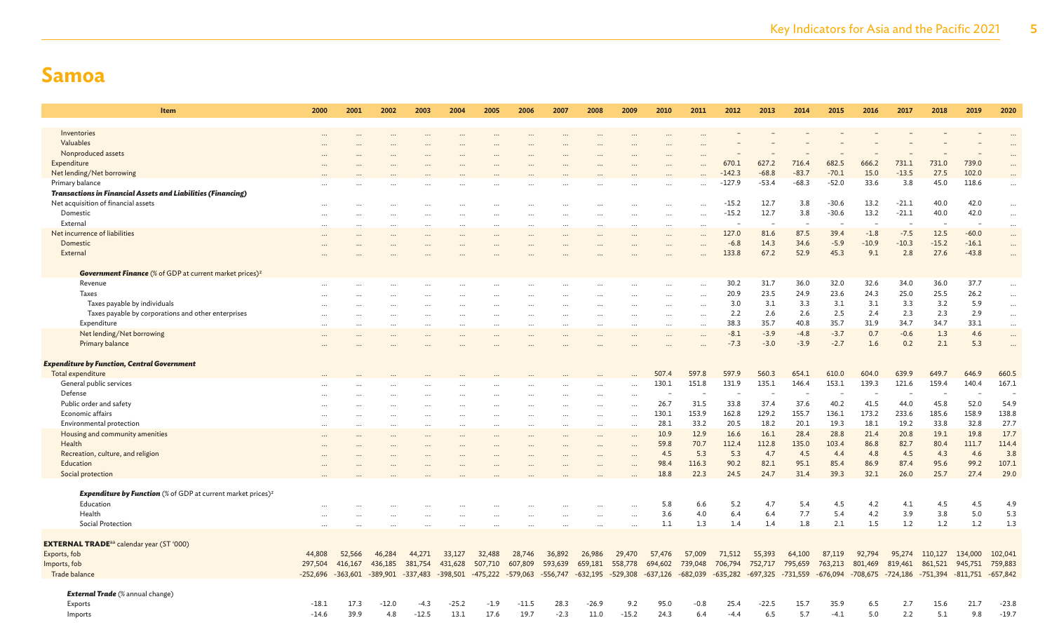# Samoa

| Item | 2000 | 2001 | 2002 | 2003 | 2004 | 2005 | 2006 | 2007 | 2008 | 2009 | 2010 | 2011 | 2012 | 2013 | 2014 | 2015 | 2016 | 2017 | 2018 | 2019 | 2020 |
|---|---|---|---|---|---|---|---|---|---|---|---|---|---|---|---|---|---|---|---|---|---|
| Inventories | … | … | … | … | … | … | … | … | … | … | … | … | – | – | – | – | – | – | – | – | … |
| Valuables | … | … | … | … | … | … | … | … | … | … | … | … | – | – | – | – | – | – | – | – | … |
| Nonproduced assets | … | … | … | … | … | … | … | … | … | … | … | … | – | – | – | – | – | – | – | – | … |
| Expenditure | … | … | … | … | … | … | … | … | … | … | … | … | 670.1 | 627.2 | 716.4 | 682.5 | 666.2 | 731.1 | 731.0 | 739.0 | … |
| Net lending/Net borrowing | … | … | … | … | … | … | … | … | … | … | … | … | -142.3 | -68.8 | -83.7 | -70.1 | 15.0 | -13.5 | 27.5 | 102.0 | … |
| Primary balance | … | … | … | … | … | … | … | … | … | … | … | … | -127.9 | -53.4 | -68.3 | -52.0 | 33.6 | 3.8 | 45.0 | 118.6 | … |
| ***Transactions in Financial Assets and Liabilities (Financing)*** | | | | | | | | | | | | | | | | | | | | | |
| Net acquisition of financial assets | … | … | … | … | … | … | … | … | … | … | … | … | -15.2 | 12.7 | 3.8 | -30.6 | 13.2 | -21.1 | 40.0 | 42.0 | … |
| Domestic | … | … | … | … | … | … | … | … | … | … | … | … | -15.2 | 12.7 | 3.8 | -30.6 | 13.2 | -21.1 | 40.0 | 42.0 | … |
| External | … | … | … | … | … | … | … | … | … | … | … | … | – | – | – | – | – | – | – | – | … |
| Net incurrence of liabilities | … | … | … | … | … | … | … | … | … | … | … | … | 127.0 | 81.6 | 87.5 | 39.4 | -1.8 | -7.5 | 12.5 | -60.0 | … |
| Domestic | … | … | … | … | … | … | … | … | … | … | … | … | -6.8 | 14.3 | 34.6 | -5.9 | -10.9 | -10.3 | -15.2 | -16.1 | … |
| External | … | … | … | … | … | … | … | … | … | … | … | … | 133.8 | 67.2 | 52.9 | 45.3 | 9.1 | 2.8 | 27.6 | -43.8 | … |
| ***Government Finance*** (% of GDP at current market prices)[z] | | | | | | | | | | | | | | | | | | | | | |
| Revenue | … | … | … | … | … | … | … | … | … | … | … | … | 30.2 | 31.7 | 36.0 | 32.0 | 32.6 | 34.0 | 36.0 | 37.7 | … |
| Taxes | … | … | … | … | … | … | … | … | … | … | … | … | 20.9 | 23.5 | 24.9 | 23.6 | 24.3 | 25.0 | 25.5 | 26.2 | … |
| Taxes payable by individuals | … | … | … | … | … | … | … | … | … | … | … | … | 3.0 | 3.1 | 3.3 | 3.1 | 3.1 | 3.3 | 3.2 | 5.9 | … |
| Taxes payable by corporations and other enterprises | … | … | … | … | … | … | … | … | … | … | … | … | 2.2 | 2.6 | 2.6 | 2.5 | 2.4 | 2.3 | 2.3 | 2.9 | … |
| Expenditure | … | … | … | … | … | … | … | … | … | … | … | … | 38.3 | 35.7 | 40.8 | 35.7 | 31.9 | 34.7 | 34.7 | 33.1 | … |
| Net lending/Net borrowing | … | … | … | … | … | … | … | … | … | … | … | … | -8.1 | -3.9 | -4.8 | -3.7 | 0.7 | -0.6 | 1.3 | 4.6 | … |
| Primary balance | … | … | … | … | … | … | … | … | … | … | … | … | -7.3 | -3.0 | -3.9 | -2.7 | 1.6 | 0.2 | 2.1 | 5.3 | … |
| ***Expenditure by Function, Central Government*** | | | | | | | | | | | | | | | | | | | | | |
| Total expenditure | … | … | … | … | … | … | … | … | … | … | 507.4 | 597.8 | 597.9 | 560.3 | 654.1 | 610.0 | 604.0 | 639.9 | 649.7 | 646.9 | 660.5 |
| General public services | … | … | … | … | … | … | … | … | … | … | 130.1 | 151.8 | 131.9 | 135.1 | 146.4 | 153.1 | 139.3 | 121.6 | 159.4 | 140.4 | 167.1 |
| Defense | … | … | … | … | … | … | … | … | … | … | – | – | – | – | – | – | – | – | – | – | – |
| Public order and safety | … | … | … | … | … | … | … | … | … | … | 26.7 | 31.5 | 33.8 | 37.4 | 37.6 | 40.2 | 41.5 | 44.0 | 45.8 | 52.0 | 54.9 |
| Economic affairs | … | … | … | … | … | … | … | … | … | … | 130.1 | 153.9 | 162.8 | 129.2 | 155.7 | 136.1 | 173.2 | 233.6 | 185.6 | 158.9 | 138.8 |
| Environmental protection | … | … | … | … | … | … | … | … | … | … | 28.1 | 33.2 | 20.5 | 18.2 | 20.1 | 19.3 | 18.1 | 19.2 | 33.8 | 32.8 | 27.7 |
| Housing and community amenities | … | … | … | … | … | … | … | … | … | … | 10.9 | 12.9 | 16.6 | 16.1 | 28.4 | 28.8 | 21.4 | 20.8 | 19.1 | 19.8 | 17.7 |
| Health | … | … | … | … | … | … | … | … | … | … | 59.8 | 70.7 | 112.4 | 112.8 | 135.0 | 103.4 | 86.8 | 82.7 | 80.4 | 111.7 | 114.4 |
| Recreation, culture, and religion | … | … | … | … | … | … | … | … | … | … | 4.5 | 5.3 | 5.3 | 4.7 | 4.5 | 4.4 | 4.8 | 4.5 | 4.3 | 4.6 | 3.8 |
| Education | … | … | … | … | … | … | … | … | … | … | 98.4 | 116.3 | 90.2 | 82.1 | 95.1 | 85.4 | 86.9 | 87.4 | 95.6 | 99.2 | 107.1 |
| Social protection | … | … | … | … | … | … | … | … | … | … | 18.8 | 22.3 | 24.5 | 24.7 | 31.4 | 39.3 | 32.1 | 26.0 | 25.7 | 27.4 | 29.0 |
| ***Expenditure by Function*** (% of GDP at current market prices)[z] | | | | | | | | | | | | | | | | | | | | | |
| Education | … | … | … | … | … | … | … | … | … | … | 5.8 | 6.6 | 5.2 | 4.7 | 5.4 | 4.5 | 4.2 | 4.1 | 4.5 | 4.5 | 4.9 |
| Health | … | … | … | … | … | … | … | … | … | … | 3.6 | 4.0 | 6.4 | 6.4 | 7.7 | 5.4 | 4.2 | 3.9 | 3.8 | 5.0 | 5.3 |
| Social Protection | … | … | … | … | … | … | … | … | … | … | 1.1 | 1.3 | 1.4 | 1.4 | 1.8 | 2.1 | 1.5 | 1.2 | 1.2 | 1.2 | 1.3 |
| **EXTERNAL TRADE**[aa] calendar year (ST '000) | | | | | | | | | | | | | | | | | | | | | |
| Exports, fob | 44,808 | 52,566 | 46,284 | 44,271 | 33,127 | 32,488 | 28,746 | 36,892 | 26,986 | 29,470 | 57,476 | 57,009 | 71,512 | 55,393 | 64,100 | 87,119 | 92,794 | 95,274 | 110,127 | 134,000 | 102,041 |
| Imports, fob | 297,504 | 416,167 | 436,185 | 381,754 | 431,628 | 507,710 | 607,809 | 593,639 | 659,181 | 558,778 | 694,602 | 739,048 | 706,794 | 752,717 | 795,659 | 763,213 | 801,469 | 819,461 | 861,521 | 945,751 | 759,883 |
| Trade balance | -252,696 | -363,601 | -389,901 | -337,483 | -398,501 | -475,222 | -579,063 | -556,747 | -632,195 | -529,308 | -637,126 | -682,039 | -635,282 | -697,325 | -731,559 | -676,094 | -708,675 | -724,186 | -751,394 | -811,751 | -657,842 |
| ***External Trade*** (% annual change) | | | | | | | | | | | | | | | | | | | | | |
| Exports | -18.1 | 17.3 | -12.0 | -4.3 | -25.2 | -1.9 | -11.5 | 28.3 | -26.9 | 9.2 | 95.0 | -0.8 | 25.4 | -22.5 | 15.7 | 35.9 | 6.5 | 2.7 | 15.6 | 21.7 | -23.8 |
| Imports | -14.6 | 39.9 | 4.8 | -12.5 | 13.1 | 17.6 | 19.7 | -2.3 | 11.0 | -15.2 | 24.3 | 6.4 | -4.4 | 6.5 | 5.7 | -4.1 | 5.0 | 2.2 | 5.1 | 9.8 | -19.7 |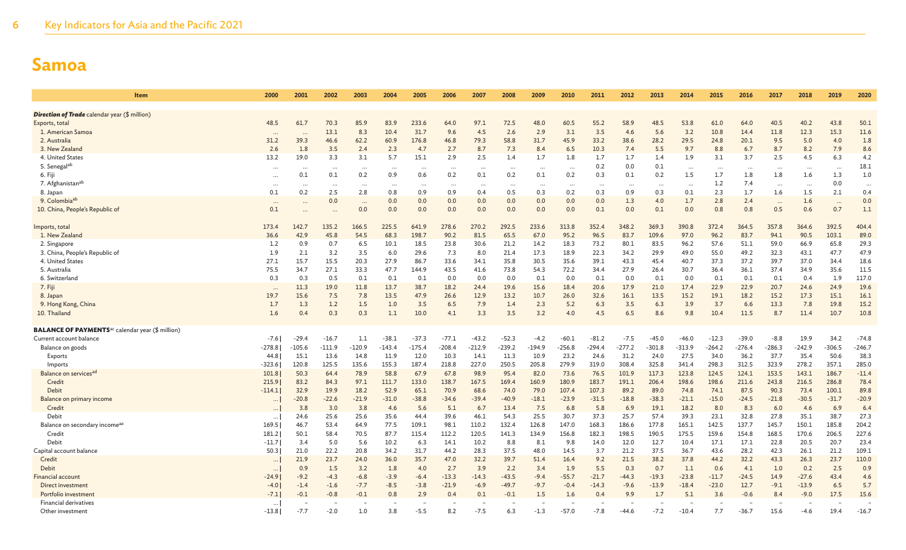# Samoa

| Item | 2000 | 2001 | 2002 | 2003 | 2004 | 2005 | 2006 | 2007 | 2008 | 2009 | 2010 | 2011 | 2012 | 2013 | 2014 | 2015 | 2016 | 2017 | 2018 | 2019 | 2020 |
|---|---|---|---|---|---|---|---|---|---|---|---|---|---|---|---|---|---|---|---|---|---|
| ***Direction of Trade*** calendar year ($ million) | | | | | | | | | | | | | | | | | | | | | |
| Exports, total | 48.5 | 61.7 | 70.3 | 85.9 | 83.9 | 233.6 | 64.0 | 97.1 | 72.5 | 48.0 | 60.5 | 55.2 | 58.9 | 48.5 | 53.8 | 61.0 | 64.0 | 40.5 | 40.2 | 43.8 | 50.1 |
| 1. American Samoa | ... | ... | 13.1 | 8.3 | 10.4 | 31.7 | 9.6 | 4.5 | 2.6 | 2.9 | 3.1 | 3.5 | 4.6 | 5.6 | 3.2 | 10.8 | 14.4 | 11.8 | 12.3 | 15.3 | 11.6 |
| 2. Australia | 31.2 | 39.3 | 46.6 | 62.2 | 60.9 | 176.8 | 46.8 | 79.3 | 58.8 | 31.7 | 45.9 | 33.2 | 38.6 | 28.2 | 29.5 | 24.8 | 20.1 | 9.5 | 5.0 | 4.0 | 1.8 |
| 3. New Zealand | 2.6 | 1.8 | 3.5 | 2.4 | 2.3 | 4.7 | 2.7 | 8.7 | 7.3 | 8.4 | 6.5 | 10.3 | 7.4 | 5.5 | 9.7 | 8.8 | 6.7 | 8.7 | 8.2 | 7.9 | 8.6 |
| 4. United States | 13.2 | 19.0 | 3.3 | 3.1 | 5.7 | 15.1 | 2.9 | 2.5 | 1.4 | 1.7 | 1.8 | 1.7 | 1.7 | 1.4 | 1.9 | 3.1 | 3.7 | 2.5 | 4.5 | 6.3 | 4.2 |
| 5. Senegal[ab] | ... | ... | ... | ... | ... | ... | ... | ... | ... | ... | ... | 0.2 | 0.0 | 0.1 | ... | ... | ... | ... | ... | ... | 18.1 |
| 6. Fiji | ... | 0.1 | 0.1 | 0.2 | 0.9 | 0.6 | 0.2 | 0.1 | 0.2 | 0.1 | 0.2 | 0.3 | 0.1 | 0.2 | 1.5 | 1.7 | 1.8 | 1.8 | 1.6 | 1.3 | 1.0 |
| 7. Afghanistan[ab] | ... | ... | ... | ... | ... | ... | ... | ... | ... | ... | ... | ... | ... | ... | ... | 1.2 | 7.4 | ... | ... | 0.0 | ... |
| 8. Japan | 0.1 | 0.2 | 2.5 | 2.8 | 0.8 | 0.9 | 0.9 | 0.4 | 0.5 | 0.3 | 0.2 | 0.3 | 0.9 | 0.3 | 0.1 | 2.3 | 1.7 | 1.6 | 1.5 | 2.1 | 0.4 |
| 9. Colombia[ab] | ... | ... | 0.0 | ... | 0.0 | 0.0 | 0.0 | 0.0 | 0.0 | 0.0 | 0.0 | 0.0 | 1.3 | 4.0 | 1.7 | 2.8 | 2.4 | ... | 1.6 | ... | 0.0 |
| 10. China, People's Republic of | 0.1 | ... | ... | 0.0 | 0.0 | 0.0 | 0.0 | 0.0 | 0.0 | 0.0 | 0.0 | 0.1 | 0.0 | 0.1 | 0.0 | 0.8 | 0.8 | 0.5 | 0.6 | 0.7 | 1.1 |
| Imports, total | 173.4 | 142.7 | 135.2 | 166.5 | 225.5 | 641.9 | 278.6 | 270.2 | 292.5 | 233.6 | 313.8 | 352.4 | 348.2 | 369.3 | 390.8 | 372.4 | 364.5 | 357.8 | 364.6 | 392.5 | 404.4 |
| 1. New Zealand | 36.6 | 42.9 | 45.8 | 54.5 | 68.3 | 198.7 | 90.2 | 81.5 | 65.5 | 67.0 | 95.2 | 96.5 | 83.7 | 109.6 | 97.0 | 96.2 | 83.7 | 94.1 | 90.5 | 103.1 | 89.0 |
| 2. Singapore | 1.2 | 0.9 | 0.7 | 6.5 | 10.1 | 18.5 | 23.8 | 30.6 | 21.2 | 14.2 | 18.3 | 73.2 | 80.1 | 83.5 | 96.2 | 57.6 | 51.1 | 59.0 | 66.9 | 65.8 | 29.3 |
| 3. China, People's Republic of | 1.9 | 2.1 | 3.2 | 3.5 | 6.0 | 29.6 | 7.3 | 8.0 | 21.4 | 17.3 | 18.9 | 22.3 | 34.2 | 29.9 | 49.0 | 55.0 | 49.2 | 32.3 | 43.1 | 47.7 | 47.9 |
| 4. United States | 27.1 | 15.7 | 15.5 | 20.3 | 27.9 | 86.7 | 33.6 | 34.1 | 35.8 | 30.5 | 35.6 | 39.1 | 43.3 | 45.4 | 40.7 | 37.3 | 37.2 | 39.7 | 37.0 | 34.4 | 18.6 |
| 5. Australia | 75.5 | 34.7 | 27.1 | 33.3 | 47.7 | 144.9 | 43.5 | 41.6 | 73.8 | 54.3 | 72.2 | 34.4 | 27.9 | 26.4 | 30.7 | 36.4 | 36.1 | 37.4 | 34.9 | 35.6 | 11.5 |
| 6. Switzerland | 0.3 | 0.3 | 0.5 | 0.1 | 0.1 | 0.1 | 0.0 | 0.0 | 0.0 | 0.1 | 0.0 | 0.1 | 0.0 | 0.1 | 0.0 | 0.1 | 0.1 | 0.1 | 0.4 | 1.9 | 117.0 |
| 7. Fiji | ... | 11.3 | 19.0 | 11.8 | 13.7 | 38.7 | 18.2 | 24.4 | 19.6 | 15.6 | 18.4 | 20.6 | 17.9 | 21.0 | 17.4 | 22.9 | 22.9 | 20.7 | 24.6 | 24.9 | 19.6 |
| 8. Japan | 19.7 | 15.6 | 7.5 | 7.8 | 13.5 | 47.9 | 26.6 | 12.9 | 13.2 | 10.7 | 26.0 | 32.6 | 16.1 | 13.5 | 15.2 | 19.1 | 18.2 | 15.2 | 17.3 | 15.1 | 16.1 |
| 9. Hong Kong, China | 1.7 | 1.3 | 1.2 | 1.5 | 1.0 | 3.5 | 6.5 | 7.9 | 1.4 | 2.3 | 5.2 | 6.3 | 3.5 | 6.3 | 3.9 | 3.7 | 6.6 | 13.3 | 7.8 | 19.8 | 15.2 |
| 10. Thailand | 1.6 | 0.4 | 0.3 | 0.3 | 1.1 | 10.0 | 4.1 | 3.3 | 3.5 | 3.2 | 4.0 | 4.5 | 6.5 | 8.6 | 9.8 | 10.4 | 11.5 | 8.7 | 11.4 | 10.7 | 10.8 |
| **BALANCE OF PAYMENTS**[ac] calendar year ($ million) | | | | | | | | | | | | | | | | | | | | | |
| Current account balance | -7.6 | -29.4 | -16.7 | 1.1 | -38.1 | -37.3 | -77.1 | -43.2 | -52.3 | -4.2 | -60.1 | -81.2 | -7.5 | -45.0 | -46.0 | -12.3 | -39.0 | -8.8 | 19.9 | 34.2 | -74.8 |
| Balance on goods | -278.8 | -105.6 | -111.9 | -120.9 | -143.4 | -175.4 | -208.4 | -212.9 | -239.2 | -194.9 | -256.8 | -294.4 | -277.2 | -301.8 | -313.9 | -264.2 | -276.4 | -286.3 | -242.9 | -306.5 | -246.7 |
| Exports | 44.8 | 15.1 | 13.6 | 14.8 | 11.9 | 12.0 | 10.3 | 14.1 | 11.3 | 10.9 | 23.2 | 24.6 | 31.2 | 24.0 | 27.5 | 34.0 | 36.2 | 37.7 | 35.4 | 50.6 | 38.3 |
| Imports | -323.6 | 120.8 | 125.5 | 135.6 | 155.3 | 187.4 | 218.8 | 227.0 | 250.5 | 205.8 | 279.9 | 319.0 | 308.4 | 325.8 | 341.4 | 298.3 | 312.5 | 323.9 | 278.2 | 357.1 | 285.0 |
| Balance on services[ad] | 101.8 | 50.3 | 64.4 | 78.9 | 58.8 | 67.9 | 67.8 | 98.9 | 95.4 | 82.0 | 73.6 | 76.5 | 101.9 | 117.3 | 123.8 | 124.5 | 124.1 | 153.5 | 143.1 | 186.7 | -11.4 |
| Credit | 215.9 | 83.2 | 84.3 | 97.1 | 111.7 | 133.0 | 138.7 | 167.5 | 169.4 | 160.9 | 180.9 | 183.7 | 191.1 | 206.4 | 198.6 | 198.6 | 211.6 | 243.8 | 216.5 | 286.8 | 78.4 |
| Debit | -114.1 | 32.9 | 19.9 | 18.2 | 52.9 | 65.1 | 70.9 | 68.6 | 74.0 | 79.0 | 107.4 | 107.3 | 89.2 | 89.0 | 74.8 | 74.1 | 87.5 | 90.3 | 73.4 | 100.1 | 89.8 |
| Balance on primary income | ... | -20.8 | -22.6 | -21.9 | -31.0 | -38.8 | -34.6 | -39.4 | -40.9 | -18.1 | -23.9 | -31.5 | -18.8 | -38.3 | -21.1 | -15.0 | -24.5 | -21.8 | -30.5 | -31.7 | -20.9 |
| Credit | ... | 3.8 | 3.0 | 3.8 | 4.6 | 5.6 | 5.1 | 6.7 | 13.4 | 7.5 | 6.8 | 5.8 | 6.9 | 19.1 | 18.2 | 8.0 | 8.3 | 6.0 | 4.6 | 6.9 | 6.4 |
| Debit | ... | 24.6 | 25.6 | 25.6 | 35.6 | 44.4 | 39.6 | 46.1 | 54.3 | 25.5 | 30.7 | 37.3 | 25.7 | 57.4 | 39.3 | 23.1 | 32.8 | 27.8 | 35.1 | 38.7 | 27.3 |
| Balance on secondary income[ae] | 169.5 | 46.7 | 53.4 | 64.9 | 77.5 | 109.1 | 98.1 | 110.2 | 132.4 | 126.8 | 147.0 | 168.3 | 186.6 | 177.8 | 165.1 | 142.5 | 137.7 | 145.7 | 150.1 | 185.8 | 204.2 |
| Credit | 181.2 | 50.1 | 58.4 | 70.5 | 87.7 | 115.4 | 112.2 | 120.5 | 141.3 | 134.9 | 156.8 | 182.3 | 198.5 | 190.5 | 175.5 | 159.6 | 154.8 | 168.5 | 170.6 | 206.5 | 227.6 |
| Debit | -11.7 | 3.4 | 5.0 | 5.6 | 10.2 | 6.3 | 14.1 | 10.2 | 8.8 | 8.1 | 9.8 | 14.0 | 12.0 | 12.7 | 10.4 | 17.1 | 17.1 | 22.8 | 20.5 | 20.7 | 23.4 |
| Capital account balance | 50.3 | 21.0 | 22.2 | 20.8 | 34.2 | 31.7 | 44.2 | 28.3 | 37.5 | 48.0 | 14.5 | 3.7 | 21.2 | 37.5 | 36.7 | 43.6 | 28.2 | 42.3 | 26.1 | 21.2 | 109.1 |
| Credit | ... | 21.9 | 23.7 | 24.0 | 36.0 | 35.7 | 47.0 | 32.2 | 39.7 | 51.4 | 16.4 | 9.2 | 21.5 | 38.2 | 37.8 | 44.2 | 32.2 | 43.3 | 26.3 | 23.7 | 110.0 |
| Debit | ... | 0.9 | 1.5 | 3.2 | 1.8 | 4.0 | 2.7 | 3.9 | 2.2 | 3.4 | 1.9 | 5.5 | 0.3 | 0.7 | 1.1 | 0.6 | 4.1 | 1.0 | 0.2 | 2.5 | 0.9 |
| Financial account | -24.9 | -9.2 | -4.3 | -6.8 | -3.9 | -6.4 | -13.3 | -14.3 | -43.5 | -9.4 | -55.7 | -21.7 | -44.3 | -19.3 | -23.8 | -11.7 | -24.5 | 14.9 | -27.6 | 43.4 | 4.6 |
| Direct investment | -4.0 | -1.4 | -1.6 | -7.7 | -8.5 | -3.8 | -21.9 | -6.9 | -49.7 | -9.7 | -0.4 | -14.3 | -9.6 | -13.9 | -18.4 | -23.0 | 12.7 | -9.1 | -13.9 | 6.5 | 5.7 |
| Portfolio investment | -7.1 | -0.1 | -0.8 | -0.1 | 0.8 | 2.9 | 0.4 | 0.1 | -0.1 | 1.5 | 1.6 | 0.4 | 9.9 | 1.7 | 5.1 | 3.6 | -0.6 | 8.4 | -9.0 | 17.5 | 15.6 |
| Financial derivatives | ... | – | – | – | – | – | – | – | – | – | – | – | – | – | – | – | – | – | – | – | – |
| Other investment | -13.8 | -7.7 | -2.0 | 1.0 | 3.8 | -5.5 | 8.2 | -7.5 | 6.3 | -1.3 | -57.0 | -7.8 | -44.6 | -7.2 | -10.4 | 7.7 | -36.7 | 15.6 | -4.6 | 19.4 | -16.7 |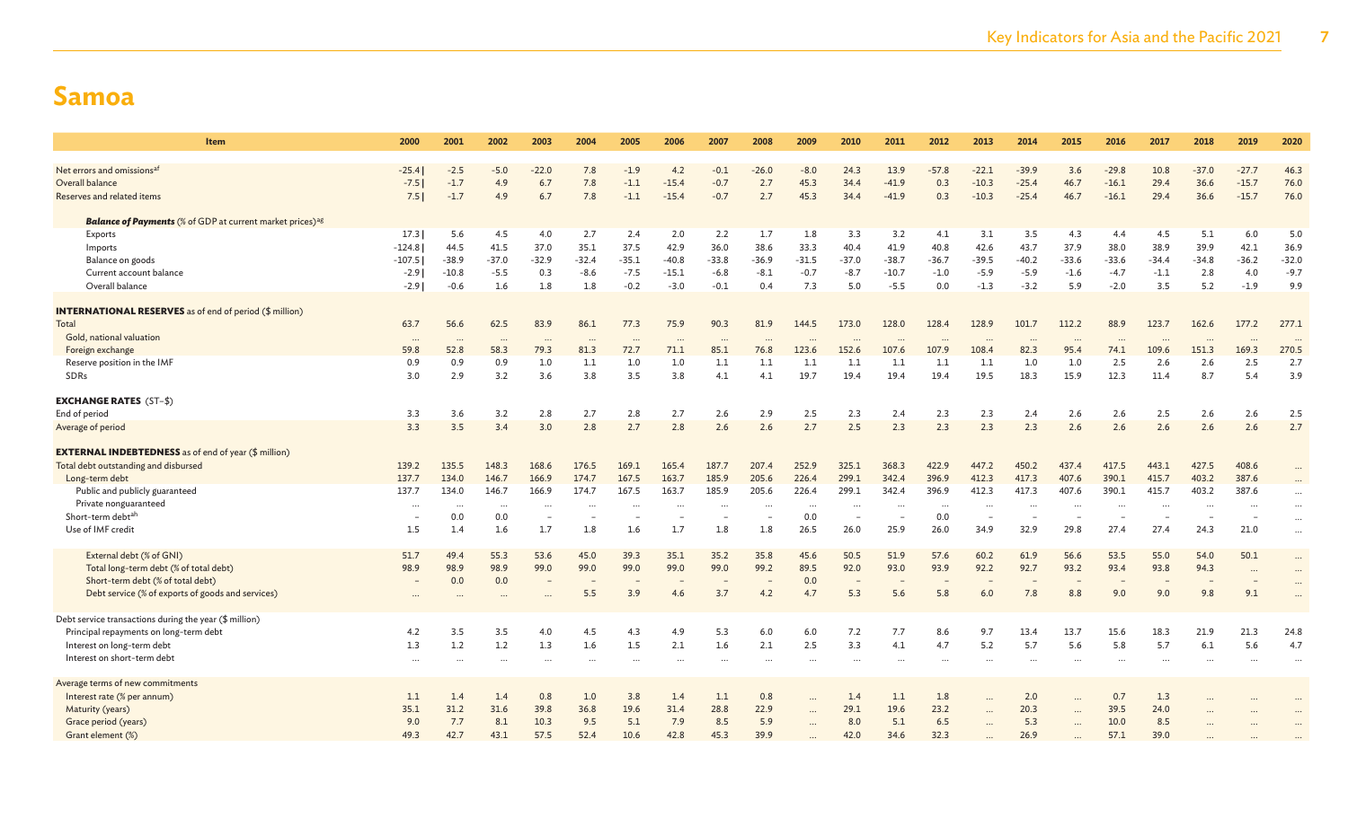# Samoa

| Item | 2000 | 2001 | 2002 | 2003 | 2004 | 2005 | 2006 | 2007 | 2008 | 2009 | 2010 | 2011 | 2012 | 2013 | 2014 | 2015 | 2016 | 2017 | 2018 | 2019 | 2020 |
|---|---|---|---|---|---|---|---|---|---|---|---|---|---|---|---|---|---|---|---|---|---|
| Net errors and omissions[af] | -25.4 \| | -2.5 | -5.0 | -22.0 | 7.8 | -1.9 | 4.2 | -0.1 | -26.0 | -8.0 | 24.3 | 13.9 | -57.8 | -22.1 | -39.9 | 3.6 | -29.8 | 10.8 | -37.0 | -27.7 | 46.3 |
| Overall balance | -7.5 \| | -1.7 | 4.9 | 6.7 | 7.8 | -1.1 | -15.4 | -0.7 | 2.7 | 45.3 | 34.4 | -41.9 | 0.3 | -10.3 | -25.4 | 46.7 | -16.1 | 29.4 | 36.6 | -15.7 | 76.0 |
| Reserves and related items | 7.5 \| | -1.7 | 4.9 | 6.7 | 7.8 | -1.1 | -15.4 | -0.7 | 2.7 | 45.3 | 34.4 | -41.9 | 0.3 | -10.3 | -25.4 | 46.7 | -16.1 | 29.4 | 36.6 | -15.7 | 76.0 |
| ***Balance of Payments** (% of GDP at current market prices)[ag]* | | | | | | | | | | | | | | | | | | | | | |
| Exports | 17.3 \| | 5.6 | 4.5 | 4.0 | 2.7 | 2.4 | 2.0 | 2.2 | 1.7 | 1.8 | 3.3 | 3.2 | 4.1 | 3.1 | 3.5 | 4.3 | 4.4 | 4.5 | 5.1 | 6.0 | 5.0 |
| Imports | -124.8 \| | 44.5 | 41.5 | 37.0 | 35.1 | 37.5 | 42.9 | 36.0 | 38.6 | 33.3 | 40.4 | 41.9 | 40.8 | 42.6 | 43.7 | 37.9 | 38.0 | 38.9 | 39.9 | 42.1 | 36.9 |
| Balance on goods | -107.5 \| | -38.9 | -37.0 | -32.9 | -32.4 | -35.1 | -40.8 | -33.8 | -36.9 | -31.5 | -37.0 | -38.7 | -36.7 | -39.5 | -40.2 | -33.6 | -33.6 | -34.4 | -34.8 | -36.2 | -32.0 |
| Current account balance | -2.9 \| | -10.8 | -5.5 | 0.3 | -8.6 | -7.5 | -15.1 | -6.8 | -8.1 | -0.7 | -8.7 | -10.7 | -1.0 | -5.9 | -5.9 | -1.6 | -4.7 | -1.1 | 2.8 | 4.0 | -9.7 |
| Overall balance | -2.9 \| | -0.6 | 1.6 | 1.8 | 1.8 | -0.2 | -3.0 | -0.1 | 0.4 | 7.3 | 5.0 | -5.5 | 0.0 | -1.3 | -3.2 | 5.9 | -2.0 | 3.5 | 5.2 | -1.9 | 9.9 |
| **INTERNATIONAL RESERVES** as of end of period ($ million) | | | | | | | | | | | | | | | | | | | | | |
| Total | 63.7 | 56.6 | 62.5 | 83.9 | 86.1 | 77.3 | 75.9 | 90.3 | 81.9 | 144.5 | 173.0 | 128.0 | 128.4 | 128.9 | 101.7 | 112.2 | 88.9 | 123.7 | 162.6 | 177.2 | 277.1 |
| Gold, national valuation | ... | ... | ... | ... | ... | ... | ... | ... | ... | ... | ... | ... | ... | ... | ... | ... | ... | ... | ... | ... | ... |
| Foreign exchange | 59.8 | 52.8 | 58.3 | 79.3 | 81.3 | 72.7 | 71.1 | 85.1 | 76.8 | 123.6 | 152.6 | 107.6 | 107.9 | 108.4 | 82.3 | 95.4 | 74.1 | 109.6 | 151.3 | 169.3 | 270.5 |
| Reserve position in the IMF | 0.9 | 0.9 | 0.9 | 1.0 | 1.1 | 1.0 | 1.0 | 1.1 | 1.1 | 1.1 | 1.1 | 1.1 | 1.1 | 1.1 | 1.0 | 1.0 | 2.5 | 2.6 | 2.6 | 2.5 | 2.7 |
| SDRs | 3.0 | 2.9 | 3.2 | 3.6 | 3.8 | 3.5 | 3.8 | 4.1 | 4.1 | 19.7 | 19.4 | 19.4 | 19.4 | 19.5 | 18.3 | 15.9 | 12.3 | 11.4 | 8.7 | 5.4 | 3.9 |
| **EXCHANGE RATES** (ST–$) | | | | | | | | | | | | | | | | | | | | | |
| End of period | 3.3 | 3.6 | 3.2 | 2.8 | 2.7 | 2.8 | 2.7 | 2.6 | 2.9 | 2.5 | 2.3 | 2.4 | 2.3 | 2.3 | 2.4 | 2.6 | 2.6 | 2.5 | 2.6 | 2.6 | 2.5 |
| Average of period | 3.3 | 3.5 | 3.4 | 3.0 | 2.8 | 2.7 | 2.8 | 2.6 | 2.6 | 2.7 | 2.5 | 2.3 | 2.3 | 2.3 | 2.3 | 2.6 | 2.6 | 2.6 | 2.6 | 2.6 | 2.7 |
| **EXTERNAL INDEBTEDNESS** as of end of year ($ million) | | | | | | | | | | | | | | | | | | | | | |
| Total debt outstanding and disbursed | 139.2 | 135.5 | 148.3 | 168.6 | 176.5 | 169.1 | 165.4 | 187.7 | 207.4 | 252.9 | 325.1 | 368.3 | 422.9 | 447.2 | 450.2 | 437.4 | 417.5 | 443.1 | 427.5 | 408.6 | ... |
| Long-term debt | 137.7 | 134.0 | 146.7 | 166.9 | 174.7 | 167.5 | 163.7 | 185.9 | 205.6 | 226.4 | 299.1 | 342.4 | 396.9 | 412.3 | 417.3 | 407.6 | 390.1 | 415.7 | 403.2 | 387.6 | ... |
| Public and publicly guaranteed | 137.7 | 134.0 | 146.7 | 166.9 | 174.7 | 167.5 | 163.7 | 185.9 | 205.6 | 226.4 | 299.1 | 342.4 | 396.9 | 412.3 | 417.3 | 407.6 | 390.1 | 415.7 | 403.2 | 387.6 | ... |
| Private nonguaranteed | ... | ... | ... | ... | ... | ... | ... | ... | ... | ... | ... | ... | ... | ... | ... | ... | ... | ... | ... | ... | ... |
| Short-term debt[ah] | – | 0.0 | 0.0 | – | – | – | – | – | – | 0.0 | – | – | 0.0 | – | – | – | – | – | – | – | ... |
| Use of IMF credit | 1.5 | 1.4 | 1.6 | 1.7 | 1.8 | 1.6 | 1.7 | 1.8 | 1.8 | 26.5 | 26.0 | 25.9 | 26.0 | 34.9 | 32.9 | 29.8 | 27.4 | 27.4 | 24.3 | 21.0 | ... |
| External debt (% of GNI) | 51.7 | 49.4 | 55.3 | 53.6 | 45.0 | 39.3 | 35.1 | 35.2 | 35.8 | 45.6 | 50.5 | 51.9 | 57.6 | 60.2 | 61.9 | 56.6 | 53.5 | 55.0 | 54.0 | 50.1 | ... |
| Total long-term debt (% of total debt) | 98.9 | 98.9 | 98.9 | 99.0 | 99.0 | 99.0 | 99.0 | 99.0 | 99.2 | 89.5 | 92.0 | 93.0 | 93.9 | 92.2 | 92.7 | 93.2 | 93.4 | 93.8 | 94.3 | ... | ... |
| Short-term debt (% of total debt) | – | 0.0 | 0.0 | – | – | – | – | – | – | 0.0 | – | – | – | – | – | – | – | – | – | – | ... |
| Debt service (% of exports of goods and services) | ... | ... | ... | ... | 5.5 | 3.9 | 4.6 | 3.7 | 4.2 | 4.7 | 5.3 | 5.6 | 5.8 | 6.0 | 7.8 | 8.8 | 9.0 | 9.0 | 9.8 | 9.1 | ... |
| Debt service transactions during the year ($ million) | | | | | | | | | | | | | | | | | | | | | |
| Principal repayments on long-term debt | 4.2 | 3.5 | 3.5 | 4.0 | 4.5 | 4.3 | 4.9 | 5.3 | 6.0 | 6.0 | 7.2 | 7.7 | 8.6 | 9.7 | 13.4 | 13.7 | 15.6 | 18.3 | 21.9 | 21.3 | 24.8 |
| Interest on long-term debt | 1.3 | 1.2 | 1.2 | 1.3 | 1.6 | 1.5 | 2.1 | 1.6 | 2.1 | 2.5 | 3.3 | 4.1 | 4.7 | 5.2 | 5.7 | 5.6 | 5.8 | 5.7 | 6.1 | 5.6 | 4.7 |
| Interest on short-term debt | ... | ... | ... | ... | ... | ... | ... | ... | ... | ... | ... | ... | ... | ... | ... | ... | ... | ... | ... | ... | ... |
| Average terms of new commitments | | | | | | | | | | | | | | | | | | | | | |
| Interest rate (% per annum) | 1.1 | 1.4 | 1.4 | 0.8 | 1.0 | 3.8 | 1.4 | 1.1 | 0.8 | ... | 1.4 | 1.1 | 1.8 | ... | 2.0 | ... | 0.7 | 1.3 | ... | ... | ... |
| Maturity (years) | 35.1 | 31.2 | 31.6 | 39.8 | 36.8 | 19.6 | 31.4 | 28.8 | 22.9 | ... | 29.1 | 19.6 | 23.2 | ... | 20.3 | ... | 39.5 | 24.0 | ... | ... | ... |
| Grace period (years) | 9.0 | 7.7 | 8.1 | 10.3 | 9.5 | 5.1 | 7.9 | 8.5 | 5.9 | ... | 8.0 | 5.1 | 6.5 | ... | 5.3 | ... | 10.0 | 8.5 | ... | ... | ... |
| Grant element (%) | 49.3 | 42.7 | 43.1 | 57.5 | 52.4 | 10.6 | 42.8 | 45.3 | 39.9 | ... | 42.0 | 34.6 | 32.3 | ... | 26.9 | ... | 57.1 | 39.0 | ... | ... | ... |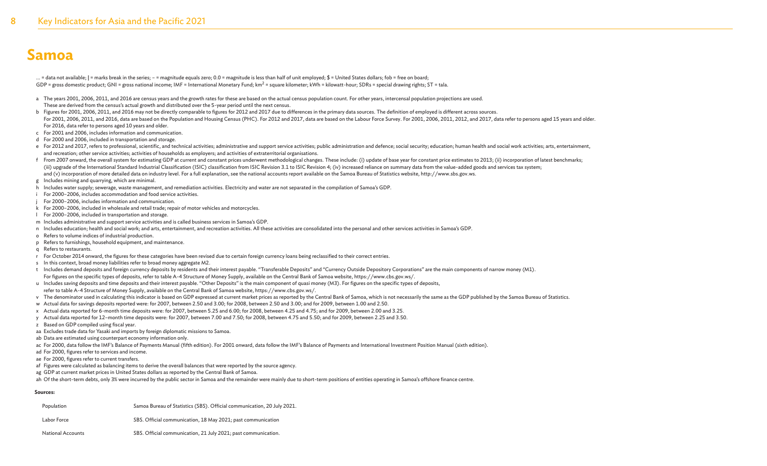# Samoa

... = data not available; | = marks break in the series; – = magnitude equals zero; 0.0 = magnitude is less than half of unit employed; $ = United States dollars; fob = free on board;
GDP = gross domestic product; GNI = gross national income; IMF = International Monetary Fund; $km^2$ = square kilometer; kWh = kilowatt-hour; SDRs = special drawing rights; ST = tala.

a The years 2001, 2006, 2011, and 2016 are census years and the growth rates for these are based on the actual census population count. For other years, intercensal population projections are used. These are derived from the census's actual growth and distributed over the 5-year period until the next census.

b Figures for 2001, 2006, 2011, and 2016 may not be directly comparable to figures for 2012 and 2017 due to differences in the primary data sources. The definition of employed is different across sources. For 2001, 2006, 2011, and 2016, data are based on the Population and Housing Census (PHC). For 2012 and 2017, data are based on the Labour Force Survey. For 2001, 2006, 2011, 2012, and 2017, data refer to persons aged 15 years and older. For 2016, data refer to persons aged 10 years and older.

c For 2001 and 2006, includes information and communication.

d For 2000 and 2006, included in transportation and storage.

e For 2012 and 2017, refers to professional, scientific, and technical activities; administrative and support service activities; public administration and defence; social security; education; human health and social work activities; arts, entertainment, and recreation; other service activities; activities of households as employers; and activities of extraterritorial organisations.

f From 2007 onward, the overall system for estimating GDP at current and constant prices underwent methodological changes. These include: (i) update of base year for constant price estimates to 2013; (ii) incorporation of latest benchmarks; (iii) upgrade of the International Standard Industrial Classification (ISIC) classification from ISIC Revision 3.1 to ISIC Revision 4; (iv) increased reliance on summary data from the value-added goods and services tax system; and (v) incorporation of more detailed data on industry level. For a full explanation, see the national accounts report available on the Samoa Bureau of Statistics website, http://www.sbs.gov.ws.

g Includes mining and quarrying, which are minimal.

h Includes water supply; sewerage, waste management, and remediation activities. Electricity and water are not separated in the compilation of Samoa's GDP.

i For 2000–2006, includes accommodation and food service activities.

j For 2000–2006, includes information and communication.

k For 2000–2006, included in wholesale and retail trade; repair of motor vehicles and motorcycles.

l For 2000–2006, included in transportation and storage.

m Includes administrative and support service activities and is called business services in Samoa's GDP.

n Includes education; health and social work; and arts, entertainment, and recreation activities. All these activities are consolidated into the personal and other services activities in Samoa's GDP.

o Refers to volume indices of industrial production.

p Refers to furnishings, household equipment, and maintenance.

q Refers to restaurants.

r For October 2014 onward, the figures for these categories have been revised due to certain foreign currency loans being reclassified to their correct entries.

s In this context, broad money liabilities refer to broad money aggregate M2.

t Includes demand deposits and foreign currency deposits by residents and their interest payable. "Transferable Deposits" and "Currency Outside Depository Corporations" are the main components of narrow money (M1). For figures on the specific types of deposits, refer to table A-4 Structure of Money Supply, available on the Central Bank of Samoa website, https://www.cbs.gov.ws/.

u Includes saving deposits and time deposits and their interest payable. "Other Deposits" is the main component of quasi money (M3). For figures on the specific types of deposits, refer to table A-4 Structure of Money Supply, available on the Central Bank of Samoa website, https://www.cbs.gov.ws/.

v The denominator used in calculating this indicator is based on GDP expressed at current market prices as reported by the Central Bank of Samoa, which is not necessarily the same as the GDP published by the Samoa Bureau of Statistics.

w Actual data for savings deposits reported were: for 2007, between 2.50 and 3.00; for 2008, between 2.50 and 3.00; and for 2009, between 1.00 and 2.50.

x Actual data reported for 6-month time deposits were: for 2007, between 5.25 and 6.00; for 2008, between 4.25 and 4.75; and for 2009, between 2.00 and 3.25.

y Actual data reported for 12-month time deposits were: for 2007, between 7.00 and 7.50; for 2008, between 4.75 and 5.50; and for 2009, between 2.25 and 3.50.

z Based on GDP compiled using fiscal year.

aa Excludes trade data for Yasaki and imports by foreign diplomatic missions to Samoa.

ab Data are estimated using counterpart economy information only.

ac For 2000, data follow the IMF's Balance of Payments Manual (fifth edition). For 2001 onward, data follow the IMF's Balance of Payments and International Investment Position Manual (sixth edition).

ad For 2000, figures refer to services and income.

ae For 2000, figures refer to current transfers.

af Figures were calculated as balancing items to derive the overall balances that were reported by the source agency.

ag GDP at current market prices in United States dollars as reported by the Central Bank of Samoa.

ah Of the short-term debts, only 3% were incurred by the public sector in Samoa and the remainder were mainly due to short-term positions of entities operating in Samoa's offshore finance centre.

**Sources:**

| | |
|---|---|
| Population | Samoa Bureau of Statistics (SBS). Official communication, 20 July 2021. |
| Labor Force | SBS. Official communication, 18 May 2021; past communication |
| National Accounts | SBS. Official communication, 21 July 2021; past communication. |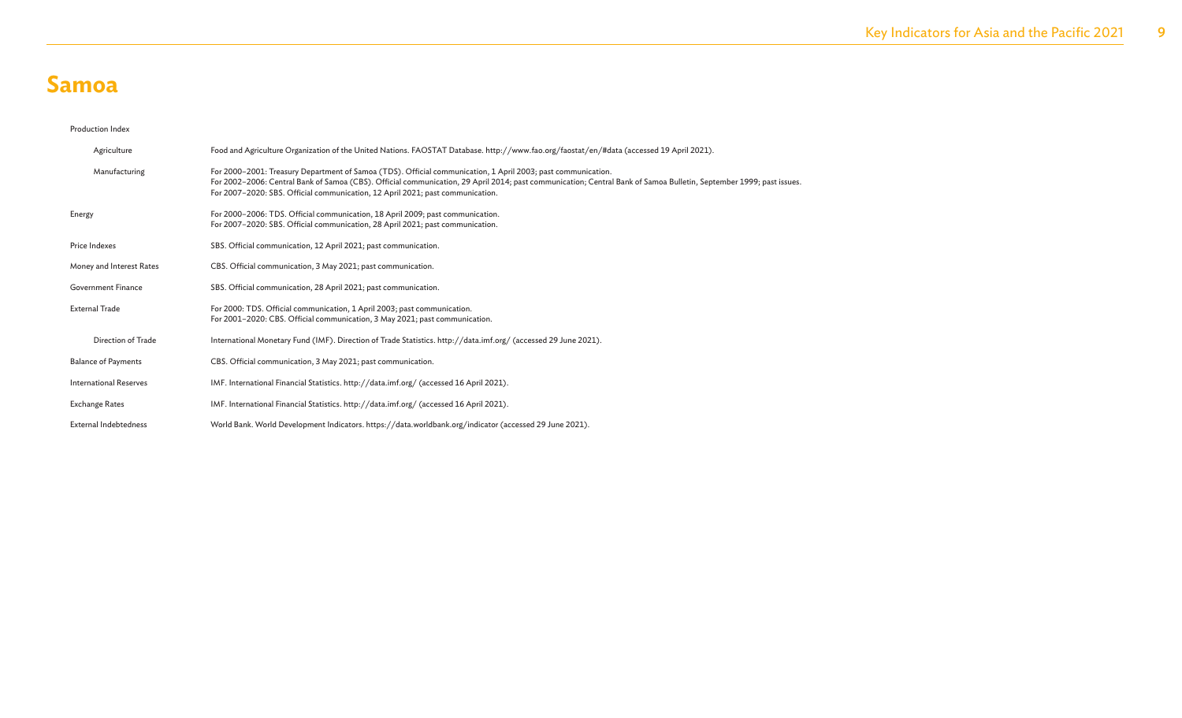# Samoa

| | |
|---|---|
| Production Index | |
| Agriculture | Food and Agriculture Organization of the United Nations. FAOSTAT Database. http://www.fao.org/faostat/en/#data (accessed 19 April 2021). |
| Manufacturing | For 2000–2001: Treasury Department of Samoa (TDS). Official communication, 1 April 2003; past communication.<br>For 2002–2006: Central Bank of Samoa (CBS). Official communication, 29 April 2014; past communication; Central Bank of Samoa Bulletin, September 1999; past issues.<br>For 2007–2020: SBS. Official communication, 12 April 2021; past communication. |
| Energy | For 2000–2006: TDS. Official communication, 18 April 2009; past communication.<br>For 2007–2020: SBS. Official communication, 28 April 2021; past communication. |
| Price Indexes | SBS. Official communication, 12 April 2021; past communication. |
| Money and Interest Rates | CBS. Official communication, 3 May 2021; past communication. |
| Government Finance | SBS. Official communication, 28 April 2021; past communication. |
| External Trade | For 2000: TDS. Official communication, 1 April 2003; past communication.<br>For 2001–2020: CBS. Official communication, 3 May 2021; past communication. |
| Direction of Trade | International Monetary Fund (IMF). Direction of Trade Statistics. http://data.imf.org/ (accessed 29 June 2021). |
| Balance of Payments | CBS. Official communication, 3 May 2021; past communication. |
| International Reserves | IMF. International Financial Statistics. http://data.imf.org/ (accessed 16 April 2021). |
| Exchange Rates | IMF. International Financial Statistics. http://data.imf.org/ (accessed 16 April 2021). |
| External Indebtedness | World Bank. World Development Indicators. https://data.worldbank.org/indicator (accessed 29 June 2021). |